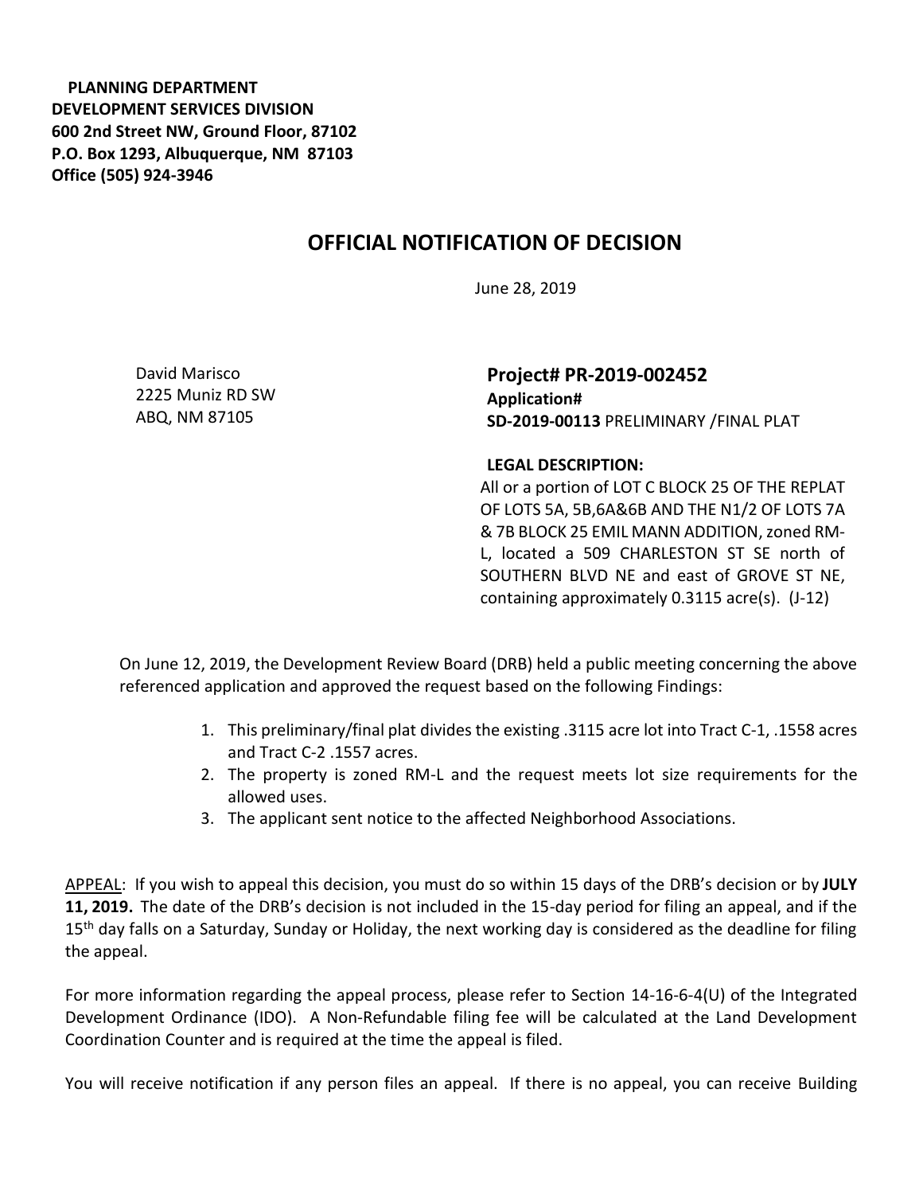**PLANNING DEPARTMENT**
**DEVELOPMENT SERVICES DIVISION**
**600 2nd Street NW, Ground Floor, 87102**
**P.O. Box 1293, Albuquerque, NM 87103**
**Office (505) 924-3946**

# OFFICIAL NOTIFICATION OF DECISION

June 28, 2019

David Marisco
2225 Muniz RD SW
ABQ, NM 87105

**Project# PR-2019-002452**
**Application#**
**SD-2019-00113** PRELIMINARY /FINAL PLAT

**LEGAL DESCRIPTION:**
All or a portion of LOT C BLOCK 25 OF THE REPLAT OF LOTS 5A, 5B,6A&6B AND THE N1/2 OF LOTS 7A & 7B BLOCK 25 EMIL MANN ADDITION, zoned RM-L, located a 509 CHARLESTON ST SE north of SOUTHERN BLVD NE and east of GROVE ST NE, containing approximately 0.3115 acre(s). (J-12)

On June 12, 2019, the Development Review Board (DRB) held a public meeting concerning the above referenced application and approved the request based on the following Findings:

1. This preliminary/final plat divides the existing .3115 acre lot into Tract C-1, .1558 acres and Tract C-2 .1557 acres.
2. The property is zoned RM-L and the request meets lot size requirements for the allowed uses.
3. The applicant sent notice to the affected Neighborhood Associations.

APPEAL: If you wish to appeal this decision, you must do so within 15 days of the DRB's decision or by **JULY 11, 2019.** The date of the DRB's decision is not included in the 15-day period for filing an appeal, and if the 15th day falls on a Saturday, Sunday or Holiday, the next working day is considered as the deadline for filing the appeal.

For more information regarding the appeal process, please refer to Section 14-16-6-4(U) of the Integrated Development Ordinance (IDO). A Non-Refundable filing fee will be calculated at the Land Development Coordination Counter and is required at the time the appeal is filed.

You will receive notification if any person files an appeal. If there is no appeal, you can receive Building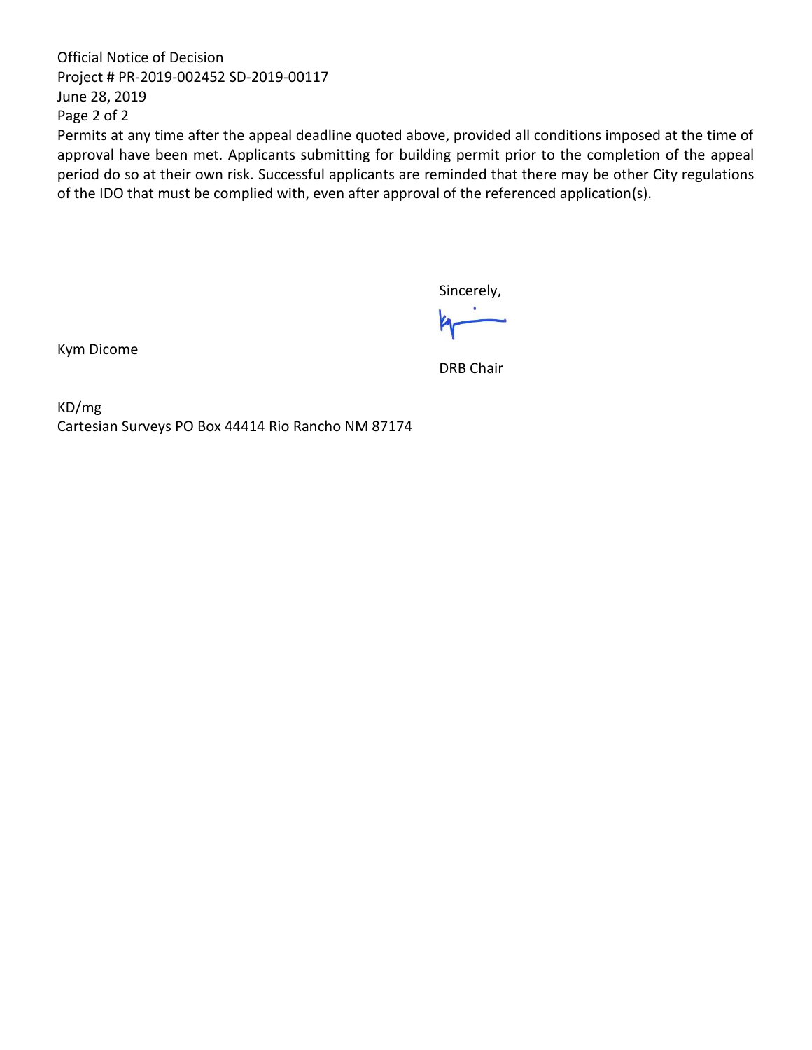Official Notice of Decision
Project # PR-2019-002452 SD-2019-00117
June 28, 2019

Permits at any time after the appeal deadline quoted above, provided all conditions imposed at the time of approval have been met. Applicants submitting for building permit prior to the completion of the appeal period do so at their own risk. Successful applicants are reminded that there may be other City regulations of the IDO that must be complied with, even after approval of the referenced application(s).

Sincerely,

Kym Dicome

DRB Chair

KD/mg
Cartesian Surveys PO Box 44414 Rio Rancho NM 87174